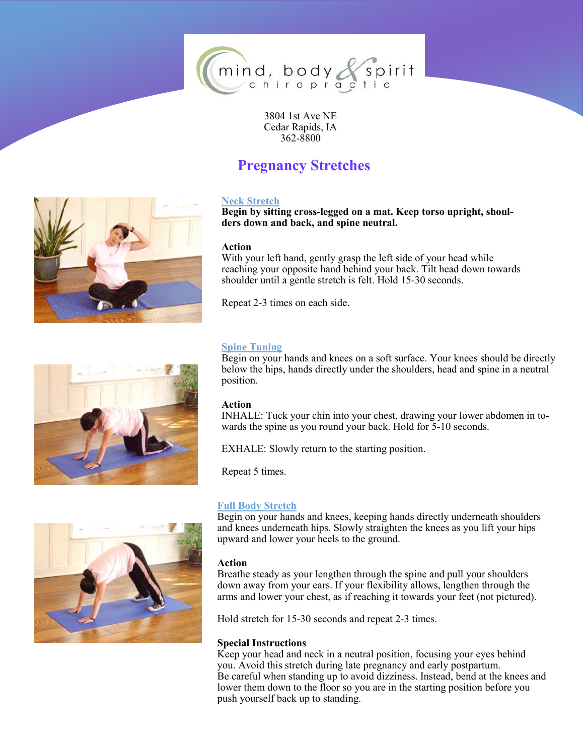mind, body & spirit chiropractic

3804 1st Ave NE
Cedar Rapids, IA
362-8800

# Pregnancy Stretches

## Neck Stretch

**Begin by sitting cross-legged on a mat. Keep torso upright, shoulders down and back, and spine neutral.**

**Action**

With your left hand, gently grasp the left side of your head while reaching your opposite hand behind your back. Tilt head down towards shoulder until a gentle stretch is felt. Hold 15-30 seconds.

Repeat 2-3 times on each side.

## Spine Tuning

Begin on your hands and knees on a soft surface. Your knees should be directly below the hips, hands directly under the shoulders, head and spine in a neutral position.

**Action**

INHALE: Tuck your chin into your chest, drawing your lower abdomen in towards the spine as you round your back. Hold for 5-10 seconds.

EXHALE: Slowly return to the starting position.

Repeat 5 times.

## Full Body Stretch

Begin on your hands and knees, keeping hands directly underneath shoulders and knees underneath hips. Slowly straighten the knees as you lift your hips upward and lower your heels to the ground.

**Action**

Breathe steady as your lengthen through the spine and pull your shoulders down away from your ears. If your flexibility allows, lengthen through the arms and lower your chest, as if reaching it towards your feet (not pictured).

Hold stretch for 15-30 seconds and repeat 2-3 times.

**Special Instructions**

Keep your head and neck in a neutral position, focusing your eyes behind you. Avoid this stretch during late pregnancy and early postpartum.
Be careful when standing up to avoid dizziness. Instead, bend at the knees and lower them down to the floor so you are in the starting position before you push yourself back up to standing.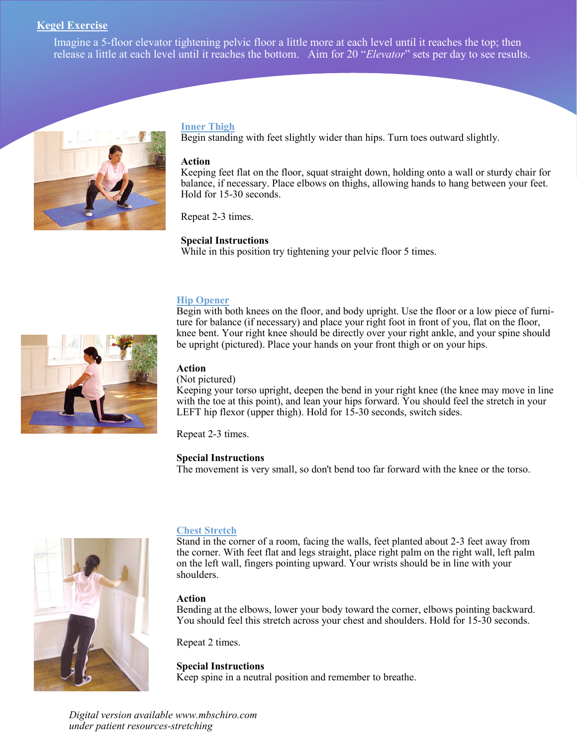## Kegel Exercise

Imagine a 5-floor elevator tightening pelvic floor a little more at each level until it reaches the top; then release a little at each level until it reaches the bottom. Aim for 20 "*Elevator*" sets per day to see results.

### Inner Thigh

Begin standing with feet slightly wider than hips. Turn toes outward slightly.

**Action**

Keeping feet flat on the floor, squat straight down, holding onto a wall or sturdy chair for balance, if necessary. Place elbows on thighs, allowing hands to hang between your feet. Hold for 15-30 seconds.

Repeat 2-3 times.

**Special Instructions**

While in this position try tightening your pelvic floor 5 times.

### Hip Opener

Begin with both knees on the floor, and body upright. Use the floor or a low piece of furniture for balance (if necessary) and place your right foot in front of you, flat on the floor, knee bent. Your right knee should be directly over your right ankle, and your spine should be upright (pictured). Place your hands on your front thigh or on your hips.

**Action**

(Not pictured)

Keeping your torso upright, deepen the bend in your right knee (the knee may move in line with the toe at this point), and lean your hips forward. You should feel the stretch in your LEFT hip flexor (upper thigh). Hold for 15-30 seconds, switch sides.

Repeat 2-3 times.

**Special Instructions**

The movement is very small, so don't bend too far forward with the knee or the torso.

### Chest Stretch

Stand in the corner of a room, facing the walls, feet planted about 2-3 feet away from the corner. With feet flat and legs straight, place right palm on the right wall, left palm on the left wall, fingers pointing upward. Your wrists should be in line with your shoulders.

**Action**

Bending at the elbows, lower your body toward the corner, elbows pointing backward. You should feel this stretch across your chest and shoulders. Hold for 15-30 seconds.

Repeat 2 times.

**Special Instructions**

Keep spine in a neutral position and remember to breathe.

*Digital version available www.mbschiro.com*
*under patient resources-stretching*